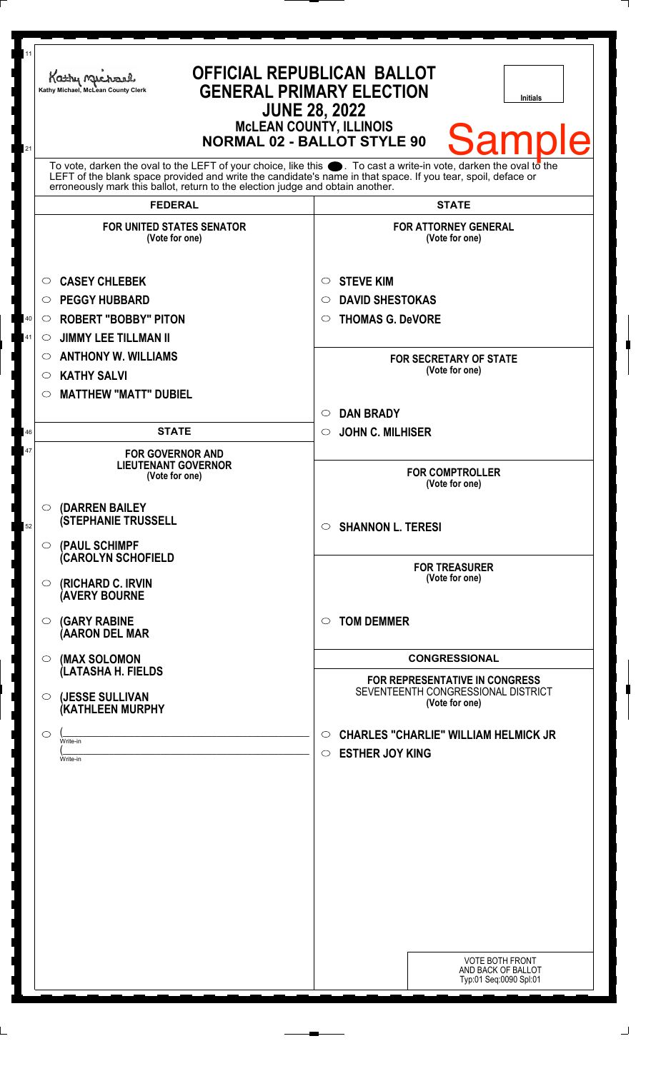Kathy Michael, McLean County Clerk

# OFFICIAL REPUBLICAN BALLOT
## GENERAL PRIMARY ELECTION
## JUNE 28, 2022
### McLEAN COUNTY, ILLINOIS
### NORMAL 02 - BALLOT STYLE 90

Initials

**Sample**

To vote, darken the oval to the LEFT of your choice, like this ●. To cast a write-in vote, darken the oval to the LEFT of the blank space provided and write the candidate's name in that space. If you tear, spoil, deface or erroneously mark this ballot, return to the election judge and obtain another.

## FEDERAL

### FOR UNITED STATES SENATOR
(Vote for one)

- ○ **CASEY CHLEBEK**
- ○ **PEGGY HUBBARD**
- ○ **ROBERT "BOBBY" PITON**
- ○ **JIMMY LEE TILLMAN II**
- ○ **ANTHONY W. WILLIAMS**
- ○ **KATHY SALVI**
- ○ **MATTHEW "MATT" DUBIEL**

## STATE

### FOR GOVERNOR AND LIEUTENANT GOVERNOR
(Vote for one)

- ○ **(DARREN BAILEY (STEPHANIE TRUSSELL**
- ○ **(PAUL SCHIMPF (CAROLYN SCHOFIELD**
- ○ **(RICHARD C. IRVIN (AVERY BOURNE**
- ○ **(GARY RABINE (AARON DEL MAR**
- ○ **(MAX SOLOMON (LATASHA H. FIELDS**
- ○ **(JESSE SULLIVAN (KATHLEEN MURPHY**
- ○ (\_\_\_\_\_\_\_\_\_\_\_\_\_\_\_\_ Write-in
  (\_\_\_\_\_\_\_\_\_\_\_\_\_\_\_\_ Write-in

## STATE

### FOR ATTORNEY GENERAL
(Vote for one)

- ○ **STEVE KIM**
- ○ **DAVID SHESTOKAS**
- ○ **THOMAS G. DeVORE**

### FOR SECRETARY OF STATE
(Vote for one)

- ○ **DAN BRADY**
- ○ **JOHN C. MILHISER**

### FOR COMPTROLLER
(Vote for one)

- ○ **SHANNON L. TERESI**

### FOR TREASURER
(Vote for one)

- ○ **TOM DEMMER**

## CONGRESSIONAL

### FOR REPRESENTATIVE IN CONGRESS
SEVENTEENTH CONGRESSIONAL DISTRICT
(Vote for one)

- ○ **CHARLES "CHARLIE" WILLIAM HELMICK JR**
- ○ **ESTHER JOY KING**

VOTE BOTH FRONT AND BACK OF BALLOT
Typ:01 Seq:0090 Spl:01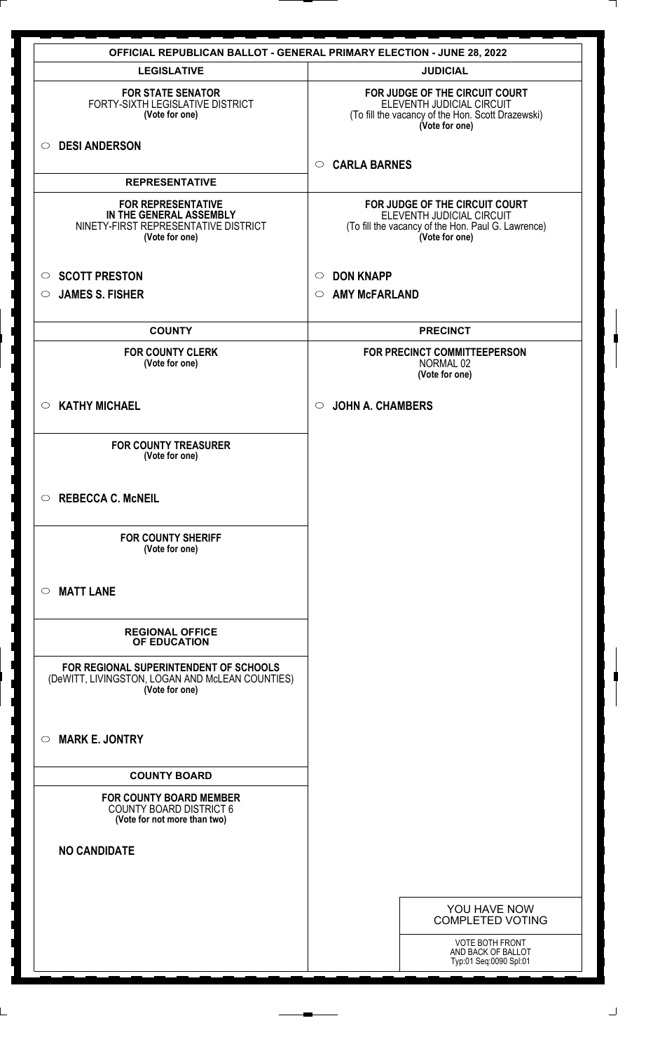# OFFICIAL REPUBLICAN BALLOT - GENERAL PRIMARY ELECTION - JUNE 28, 2022

## LEGISLATIVE

**FOR STATE SENATOR**
FORTY-SIXTH LEGISLATIVE DISTRICT
**(Vote for one)**

○ **DESI ANDERSON**

## REPRESENTATIVE

**FOR REPRESENTATIVE IN THE GENERAL ASSEMBLY**
NINETY-FIRST REPRESENTATIVE DISTRICT
**(Vote for one)**

○ **SCOTT PRESTON**
○ **JAMES S. FISHER**

## COUNTY

**FOR COUNTY CLERK**
**(Vote for one)**

○ **KATHY MICHAEL**

**FOR COUNTY TREASURER**
**(Vote for one)**

○ **REBECCA C. McNEIL**

**FOR COUNTY SHERIFF**
**(Vote for one)**

○ **MATT LANE**

## REGIONAL OFFICE OF EDUCATION

**FOR REGIONAL SUPERINTENDENT OF SCHOOLS**
(DeWITT, LIVINGSTON, LOGAN AND McLEAN COUNTIES)
**(Vote for one)**

○ **MARK E. JONTRY**

## COUNTY BOARD

**FOR COUNTY BOARD MEMBER**
COUNTY BOARD DISTRICT 6
**(Vote for not more than two)**

**NO CANDIDATE**

## JUDICIAL

**FOR JUDGE OF THE CIRCUIT COURT**
ELEVENTH JUDICIAL CIRCUIT
(To fill the vacancy of the Hon. Scott Drazewski)
**(Vote for one)**

○ **CARLA BARNES**

**FOR JUDGE OF THE CIRCUIT COURT**
ELEVENTH JUDICIAL CIRCUIT
(To fill the vacancy of the Hon. Paul G. Lawrence)
**(Vote for one)**

○ **DON KNAPP**
○ **AMY McFARLAND**

## PRECINCT

**FOR PRECINCT COMMITTEEPERSON**
NORMAL 02
**(Vote for one)**

○ **JOHN A. CHAMBERS**

YOU HAVE NOW COMPLETED VOTING

VOTE BOTH FRONT AND BACK OF BALLOT
Typ:01 Seq:0090 Spl:01